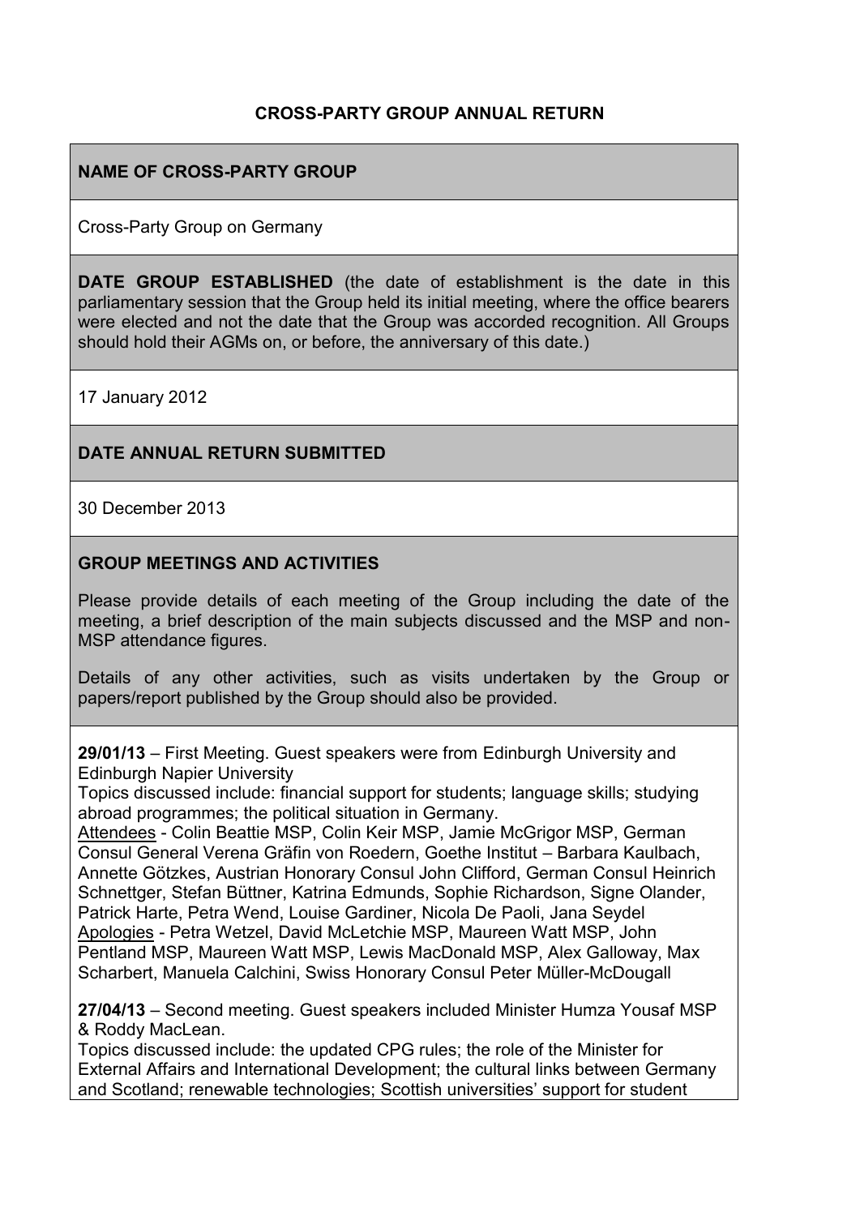# CROSS-PARTY GROUP ANNUAL RETURN

## NAME OF CROSS-PARTY GROUP

Cross-Party Group on Germany

## DATE GROUP ESTABLISHED

**DATE GROUP ESTABLISHED** (the date of establishment is the date in this parliamentary session that the Group held its initial meeting, where the office bearers were elected and not the date that the Group was accorded recognition. All Groups should hold their AGMs on, or before, the anniversary of this date.)

17 January 2012

## DATE ANNUAL RETURN SUBMITTED

30 December 2013

## GROUP MEETINGS AND ACTIVITIES

Please provide details of each meeting of the Group including the date of the meeting, a brief description of the main subjects discussed and the MSP and non-MSP attendance figures.

Details of any other activities, such as visits undertaken by the Group or papers/report published by the Group should also be provided.

**29/01/13** – First Meeting. Guest speakers were from Edinburgh University and Edinburgh Napier University

Topics discussed include: financial support for students; language skills; studying abroad programmes; the political situation in Germany.

Attendees - Colin Beattie MSP, Colin Keir MSP, Jamie McGrigor MSP, German Consul General Verena Gräfin von Roedern, Goethe Institut – Barbara Kaulbach, Annette Götzkes, Austrian Honorary Consul John Clifford, German Consul Heinrich Schnettger, Stefan Büttner, Katrina Edmunds, Sophie Richardson, Signe Olander, Patrick Harte, Petra Wend, Louise Gardiner, Nicola De Paoli, Jana Seydel

Apologies - Petra Wetzel, David McLetchie MSP, Maureen Watt MSP, John Pentland MSP, Maureen Watt MSP, Lewis MacDonald MSP, Alex Galloway, Max Scharbert, Manuela Calchini, Swiss Honorary Consul Peter Müller-McDougall

**27/04/13** – Second meeting. Guest speakers included Minister Humza Yousaf MSP & Roddy MacLean.

Topics discussed include: the updated CPG rules; the role of the Minister for External Affairs and International Development; the cultural links between Germany and Scotland; renewable technologies; Scottish universities' support for student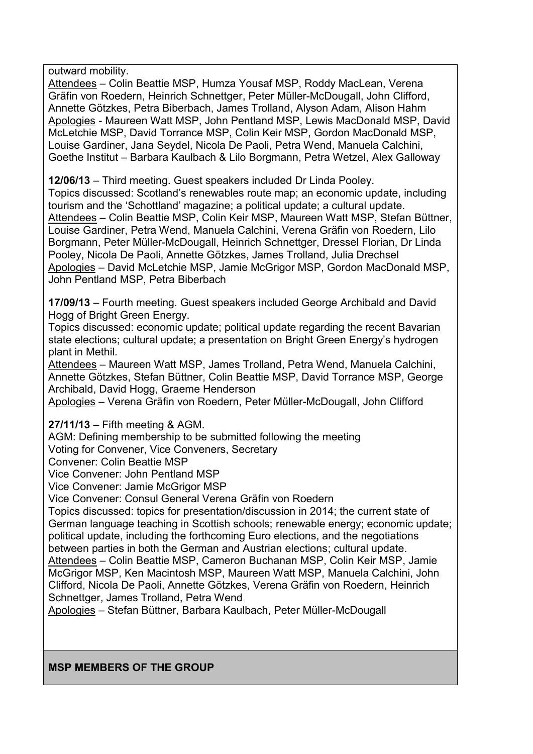outward mobility.

Attendees – Colin Beattie MSP, Humza Yousaf MSP, Roddy MacLean, Verena Gräfin von Roedern, Heinrich Schnettger, Peter Müller-McDougall, John Clifford, Annette Götzkes, Petra Biberbach, James Trolland, Alyson Adam, Alison Hahm

Apologies - Maureen Watt MSP, John Pentland MSP, Lewis MacDonald MSP, David McLetchie MSP, David Torrance MSP, Colin Keir MSP, Gordon MacDonald MSP, Louise Gardiner, Jana Seydel, Nicola De Paoli, Petra Wend, Manuela Calchini, Goethe Institut – Barbara Kaulbach & Lilo Borgmann, Petra Wetzel, Alex Galloway

**12/06/13** – Third meeting. Guest speakers included Dr Linda Pooley.

Topics discussed: Scotland's renewables route map; an economic update, including tourism and the 'Schottland' magazine; a political update; a cultural update.

Attendees – Colin Beattie MSP, Colin Keir MSP, Maureen Watt MSP, Stefan Büttner, Louise Gardiner, Petra Wend, Manuela Calchini, Verena Gräfin von Roedern, Lilo Borgmann, Peter Müller-McDougall, Heinrich Schnettger, Dressel Florian, Dr Linda Pooley, Nicola De Paoli, Annette Götzkes, James Trolland, Julia Drechsel

Apologies – David McLetchie MSP, Jamie McGrigor MSP, Gordon MacDonald MSP, John Pentland MSP, Petra Biberbach

**17/09/13** – Fourth meeting. Guest speakers included George Archibald and David Hogg of Bright Green Energy.

Topics discussed: economic update; political update regarding the recent Bavarian state elections; cultural update; a presentation on Bright Green Energy's hydrogen plant in Methil.

Attendees – Maureen Watt MSP, James Trolland, Petra Wend, Manuela Calchini, Annette Götzkes, Stefan Büttner, Colin Beattie MSP, David Torrance MSP, George Archibald, David Hogg, Graeme Henderson

Apologies – Verena Gräfin von Roedern, Peter Müller-McDougall, John Clifford

**27/11/13** – Fifth meeting & AGM.

AGM: Defining membership to be submitted following the meeting

Voting for Convener, Vice Conveners, Secretary

Convener: Colin Beattie MSP

Vice Convener: John Pentland MSP

Vice Convener: Jamie McGrigor MSP

Vice Convener: Consul General Verena Gräfin von Roedern

Topics discussed: topics for presentation/discussion in 2014; the current state of German language teaching in Scottish schools; renewable energy; economic update; political update, including the forthcoming Euro elections, and the negotiations between parties in both the German and Austrian elections; cultural update.

Attendees – Colin Beattie MSP, Cameron Buchanan MSP, Colin Keir MSP, Jamie McGrigor MSP, Ken Macintosh MSP, Maureen Watt MSP, Manuela Calchini, John Clifford, Nicola De Paoli, Annette Götzkes, Verena Gräfin von Roedern, Heinrich Schnettger, James Trolland, Petra Wend

Apologies – Stefan Büttner, Barbara Kaulbach, Peter Müller-McDougall

**MSP MEMBERS OF THE GROUP**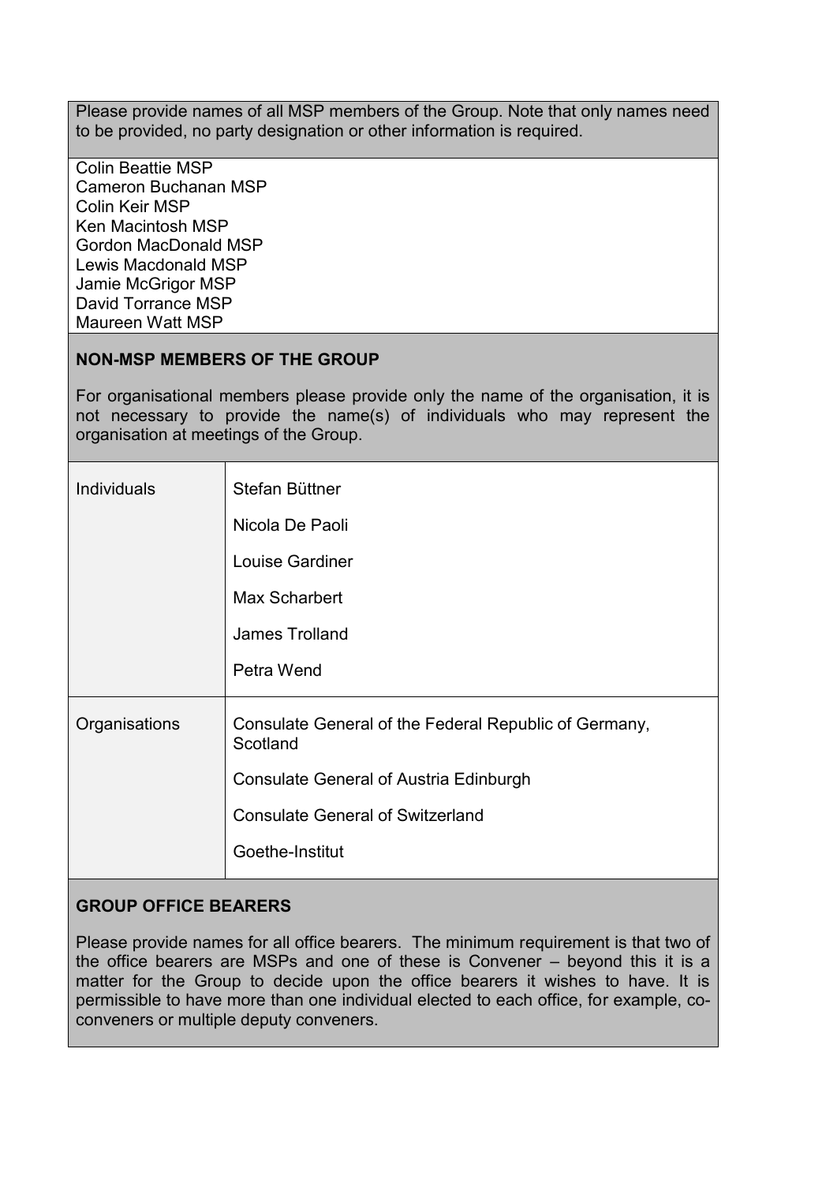Please provide names of all MSP members of the Group. Note that only names need to be provided, no party designation or other information is required.

Colin Beattie MSP
Cameron Buchanan MSP
Colin Keir MSP
Ken Macintosh MSP
Gordon MacDonald MSP
Lewis Macdonald MSP
Jamie McGrigor MSP
David Torrance MSP
Maureen Watt MSP

**NON-MSP MEMBERS OF THE GROUP**

For organisational members please provide only the name of the organisation, it is not necessary to provide the name(s) of individuals who may represent the organisation at meetings of the Group.

| | |
|---|---|
| Individuals | Stefan Büttner<br>Nicola De Paoli<br>Louise Gardiner<br>Max Scharbert<br>James Trolland<br>Petra Wend |
| Organisations | Consulate General of the Federal Republic of Germany, Scotland<br>Consulate General of Austria Edinburgh<br>Consulate General of Switzerland<br>Goethe-Institut |

**GROUP OFFICE BEARERS**

Please provide names for all office bearers. The minimum requirement is that two of the office bearers are MSPs and one of these is Convener – beyond this it is a matter for the Group to decide upon the office bearers it wishes to have. It is permissible to have more than one individual elected to each office, for example, co-conveners or multiple deputy conveners.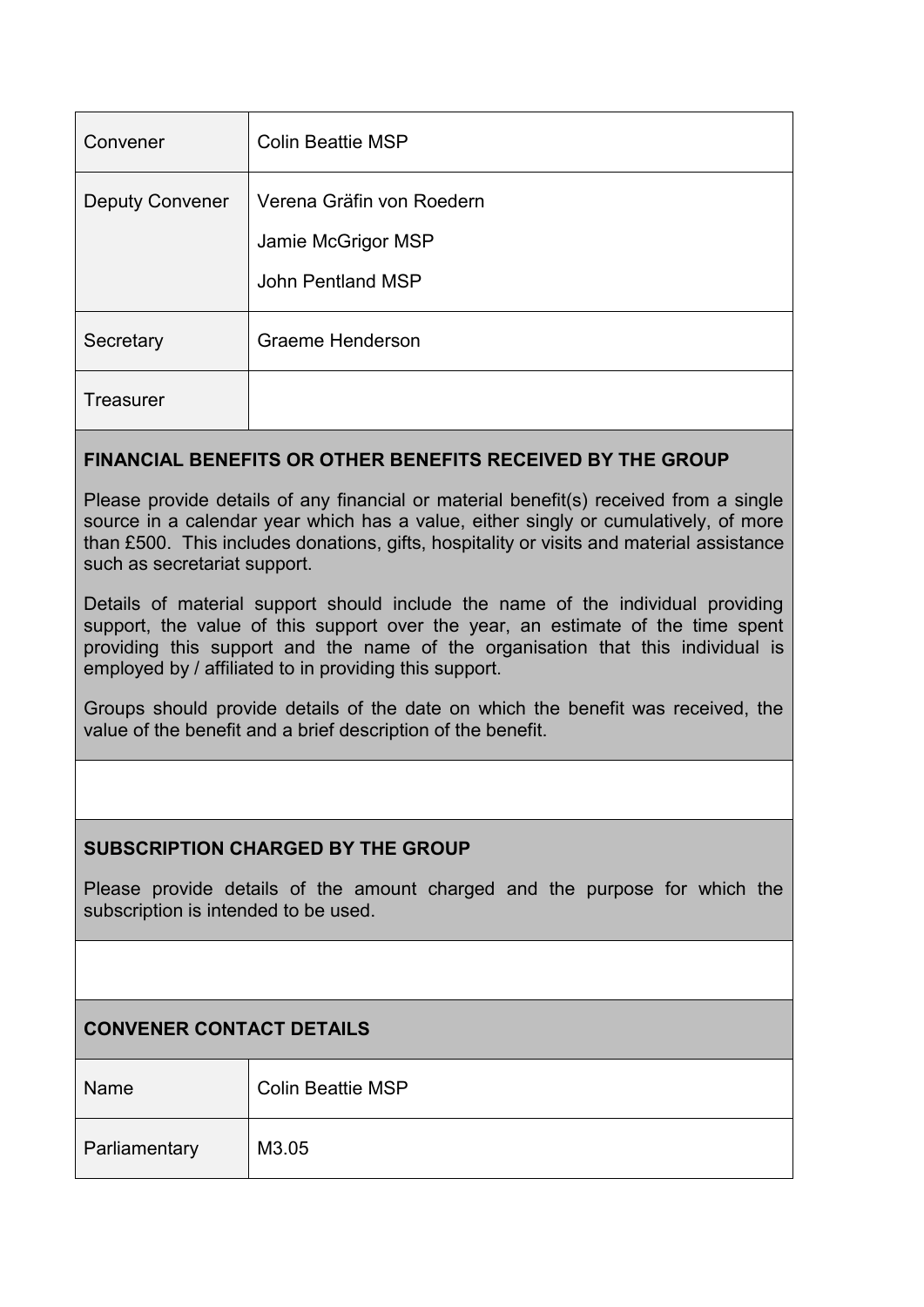| Convener | Colin Beattie MSP |
| --- | --- |
| Deputy Convener | Verena Gräfin von Roedern<br>Jamie McGrigor MSP<br>John Pentland MSP |
| Secretary | Graeme Henderson |
| Treasurer | |

**FINANCIAL BENEFITS OR OTHER BENEFITS RECEIVED BY THE GROUP**

Please provide details of any financial or material benefit(s) received from a single source in a calendar year which has a value, either singly or cumulatively, of more than £500. This includes donations, gifts, hospitality or visits and material assistance such as secretariat support.

Details of material support should include the name of the individual providing support, the value of this support over the year, an estimate of the time spent providing this support and the name of the organisation that this individual is employed by / affiliated to in providing this support.

Groups should provide details of the date on which the benefit was received, the value of the benefit and a brief description of the benefit.

**SUBSCRIPTION CHARGED BY THE GROUP**

Please provide details of the amount charged and the purpose for which the subscription is intended to be used.

**CONVENER CONTACT DETAILS**

| Name | Colin Beattie MSP |
| --- | --- |
| Parliamentary | M3.05 |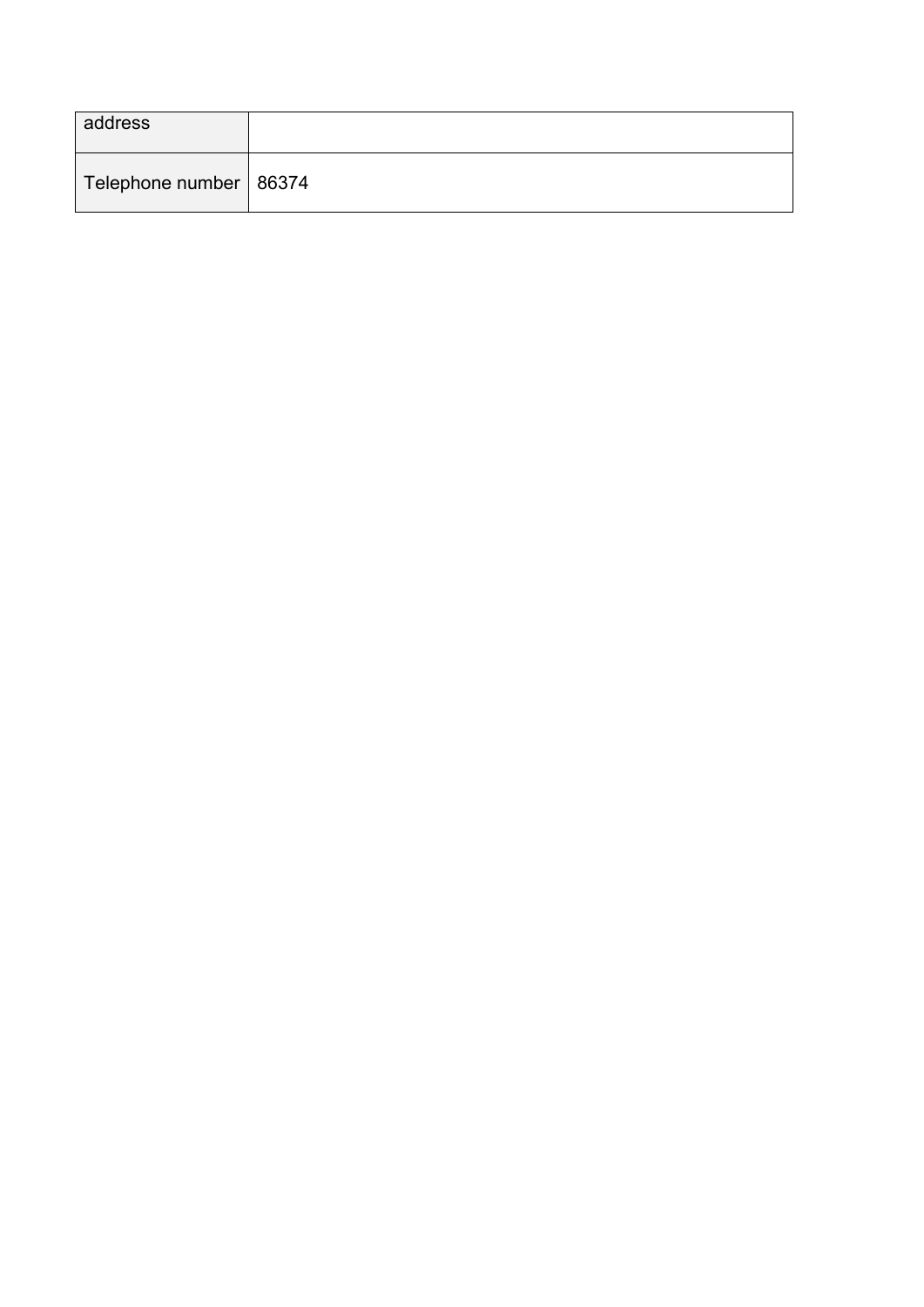| | |
|---|---|
| address | |
| Telephone number | 86374 |